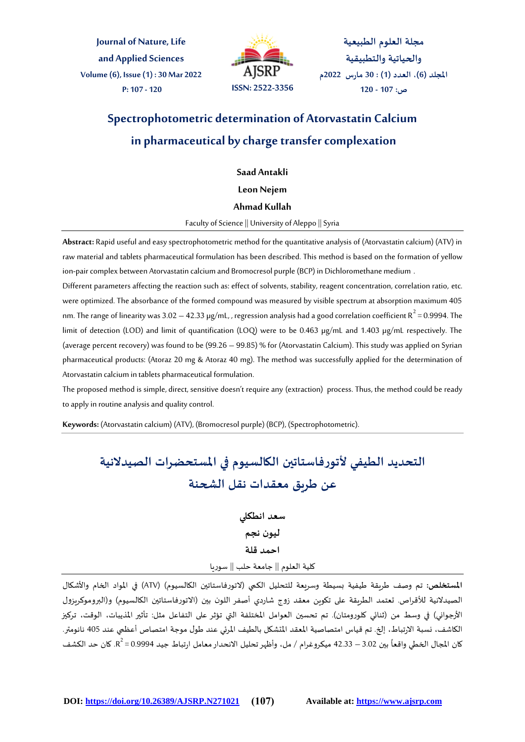# Spectrophotometric determination of Atorvastatin Calcium in pharmaceutical by charge transfer complexation

**Saad Antakli**

**Leon Nejem**

**Ahmad Kullah**

Faculty of Science || University of Aleppo || Syria

**Abstract:** Rapid useful and easy spectrophotometric method for the quantitative analysis of (Atorvastatin calcium) (ATV) in raw material and tablets pharmaceutical formulation has been described. This method is based on the formation of yellow ion-pair complex between Atorvastatin calcium and Bromocresol purple (BCP) in Dichloromethane medium .

Different parameters affecting the reaction such as: effect of solvents, stability, reagent concentration, correlation ratio, etc. were optimized. The absorbance of the formed compound was measured by visible spectrum at absorption maximum 405 nm. The range of linearity was 3.02 – 42.33 μg/mL, , regression analysis had a good correlation coefficient $R^2 = 0.9994$. The limit of detection (LOD) and limit of quantification (LOQ) were to be 0.463 μg/mL and 1.403 μg/mL respectively. The (average percent recovery) was found to be (99.26 – 99.85) % for (Atorvastatin Calcium). This study was applied on Syrian pharmaceutical products: (Atoraz 20 mg & Atoraz 40 mg). The method was successfully applied for the determination of Atorvastatin calcium in tablets pharmaceutical formulation.

The proposed method is simple, direct, sensitive doesn't require any (extraction) process. Thus, the method could be ready to apply in routine analysis and quality control.

**Keywords:** (Atorvastatin calcium) (ATV), (Bromocresol purple) (BCP), (Spectrophotometric).

# التحديد الطيفي لأتورفاستاتين الكالسيوم في المستحضرات الصيدلانية عن طريق معقدات نقل الشحنة

**سعد انطكلي**

**ليون نجم**

**احمد قلة**

كلية العلوم || جامعة حلب || سوريا

**المستخلص:** تم وصف طريقة طيفية بسيطة وسريعة للتحليل الكمي (لاتورفاستاتين الكالسيوم) (ATV) في المواد الخام والأشكال الصيدلانية للأقراص. تعتمد الطريقة على تكوين معقد زوج شاردي أصفر اللون بين (الاتورفاستاتين الكالسيوم) و(البروموكريزول الأرجواني) في وسط من (ثنائي كلورومتان). تم تحسين العوامل المختلفة التي تؤثر على التفاعل مثل: تأثير المذيبات، الوقت، تركيز الكاشف، نسبة الارتباط، إلخ. تم قياس امتصاصية المعقد المتشكل بالطيف المرئي عند طول موجة امتصاص أعظمي عند 405 نانومتر. كان المجال الخطي واقعاً بين 3.02 – 42.33 ميكروغرام / مل، وأظهر تحليل الانحدار معامل ارتباط جيد $R^2 = 0.9994$. كان حد الكشف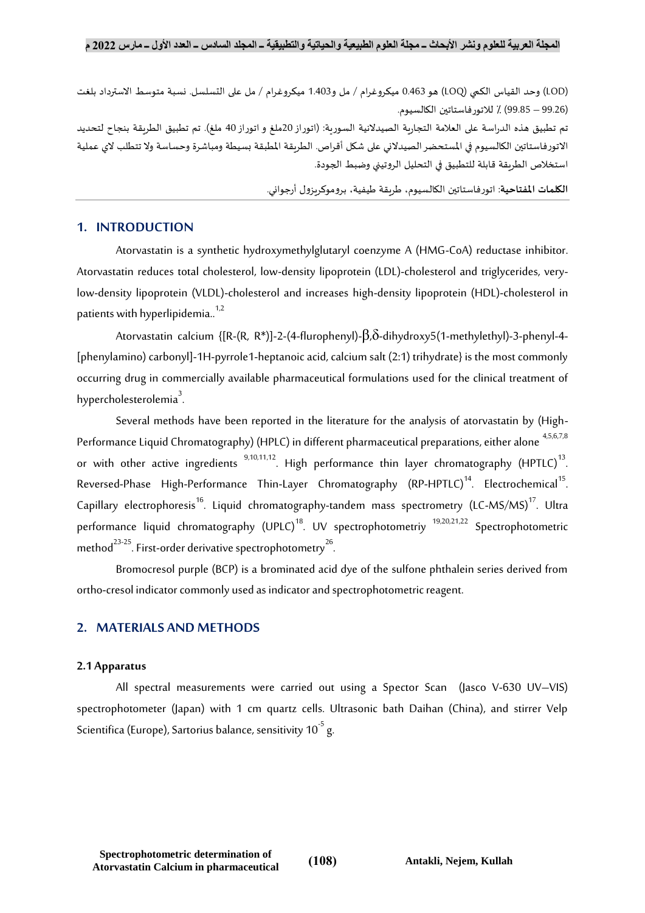(LOD) وحد القياس الكمي (LOQ) هو 0.463 ميكروغرام / مل و1.403 ميكروغرام / مل على التسلسل. نسبة متوسط الاسترداد بلغت (99.26 – 99.85) ٪ للاتورفاستاتين الكالسيوم.

تم تطبيق هذه الدراسة على العلامة التجارية الصيدلانية السورية: (اتوراز 20ملغ و اتوراز 40 ملغ). تم تطبيق الطريقة بنجاح لتحديد الاتورفاستاتين الكالسيوم في المستحضر الصيدلاني على شكل أقراص. الطريقة المطبقة بسيطة ومباشرة وحساسة ولا تتطلب لاي عملية استخلاص الطريقة قابلة للتطبيق في التحليل الروتيني وضبط الجودة.

**الكلمات المفتاحية**: اتورفاستاتين الكالسيوم، طريقة طيفية، بروموكريزول أرجواني.

## 1. INTRODUCTION

Atorvastatin is a synthetic hydroxymethylglutaryl coenzyme A (HMG-CoA) reductase inhibitor. Atorvastatin reduces total cholesterol, low-density lipoprotein (LDL)-cholesterol and triglycerides, very-low-density lipoprotein (VLDL)-cholesterol and increases high-density lipoprotein (HDL)-cholesterol in patients with hyperlipidemia..[1,2]

Atorvastatin calcium {[R-(R, R*)]-2-(4-flurophenyl)-β,δ-dihydroxy5(1-methylethyl)-3-phenyl-4-[phenylamino) carbonyl]-1H-pyrrole1-heptanoic acid, calcium salt (2:1) trihydrate} is the most commonly occurring drug in commercially available pharmaceutical formulations used for the clinical treatment of hypercholesterolemia[3].

Several methods have been reported in the literature for the analysis of atorvastatin by (High-Performance Liquid Chromatography) (HPLC) in different pharmaceutical preparations, either alone [4,5,6,7,8] or with other active ingredients [9,10,11,12]. High performance thin layer chromatography (HPTLC)[13]. Reversed-Phase High-Performance Thin-Layer Chromatography (RP-HPTLC)[14]. Electrochemical[15]. Capillary electrophoresis[16]. Liquid chromatography-tandem mass spectrometry (LC-MS/MS)[17]. Ultra performance liquid chromatography (UPLC)[18]. UV spectrophotometriy [19,20,21,22] Spectrophotometric method[23-25]. First-order derivative spectrophotometry[26].

Bromocresol purple (BCP) is a brominated acid dye of the sulfone phthalein series derived from ortho-cresol indicator commonly used as indicator and spectrophotometric reagent.

## 2. MATERIALS AND METHODS

### 2.1 Apparatus

All spectral measurements were carried out using a Spector Scan (Jasco V-630 UV–VIS) spectrophotometer (Japan) with 1 cm quartz cells. Ultrasonic bath Daihan (China), and stirrer Velp Scientifica (Europe), Sartorius balance, sensitivity $10^{-5}$ g.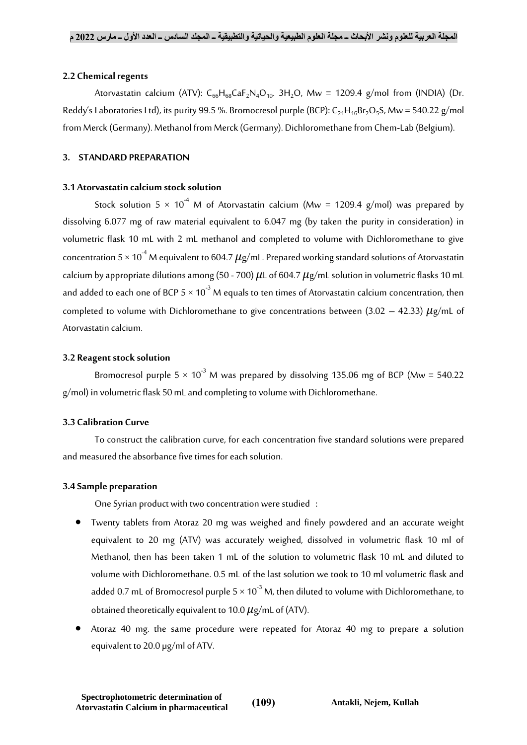### 2.2 Chemical regents

Atorvastatin calcium (ATV): $C_{66}H_{68}CaF_2N_4O_{10}$. $3H_2O$, Mw = 1209.4 g/mol from (INDIA) (Dr. Reddy's Laboratories Ltd), its purity 99.5 %. Bromocresol purple (BCP): $C_{21}H_{16}Br_2O_5S$, Mw = 540.22 g/mol from Merck (Germany). Methanol from Merck (Germany). Dichloromethane from Chem-Lab (Belgium).

## 3. STANDARD PREPARATION

### 3.1 Atorvastatin calcium stock solution

Stock solution $5 \times 10^{-4}$ M of Atorvastatin calcium (Mw = 1209.4 g/mol) was prepared by dissolving 6.077 mg of raw material equivalent to 6.047 mg (by taken the purity in consideration) in volumetric flask 10 mL with 2 mL methanol and completed to volume with Dichloromethane to give concentration $5 \times 10^{-4}$ M equivalent to 604.7 $\mu$g/mL. Prepared working standard solutions of Atorvastatin calcium by appropriate dilutions among (50 - 700) $\mu$L of 604.7 $\mu$g/mL solution in volumetric flasks 10 mL and added to each one of BCP $5 \times 10^{-3}$ M equals to ten times of Atorvastatin calcium concentration, then completed to volume with Dichloromethane to give concentrations between (3.02 – 42.33) $\mu$g/mL of Atorvastatin calcium.

### 3.2 Reagent stock solution

Bromocresol purple $5 \times 10^{-3}$ M was prepared by dissolving 135.06 mg of BCP (Mw = 540.22 g/mol) in volumetric flask 50 mL and completing to volume with Dichloromethane.

### 3.3 Calibration Curve

To construct the calibration curve, for each concentration five standard solutions were prepared and measured the absorbance five times for each solution.

### 3.4 Sample preparation

One Syrian product with two concentration were studied :

- Twenty tablets from Atoraz 20 mg was weighed and finely powdered and an accurate weight equivalent to 20 mg (ATV) was accurately weighed, dissolved in volumetric flask 10 ml of Methanol, then has been taken 1 mL of the solution to volumetric flask 10 mL and diluted to volume with Dichloromethane. 0.5 mL of the last solution we took to 10 ml volumetric flask and added 0.7 mL of Bromocresol purple $5 \times 10^{-3}$ M, then diluted to volume with Dichloromethane, to obtained theoretically equivalent to 10.0 $\mu$g/mL of (ATV).
- Atoraz 40 mg. the same procedure were repeated for Atoraz 40 mg to prepare a solution equivalent to 20.0 μg/ml of ATV.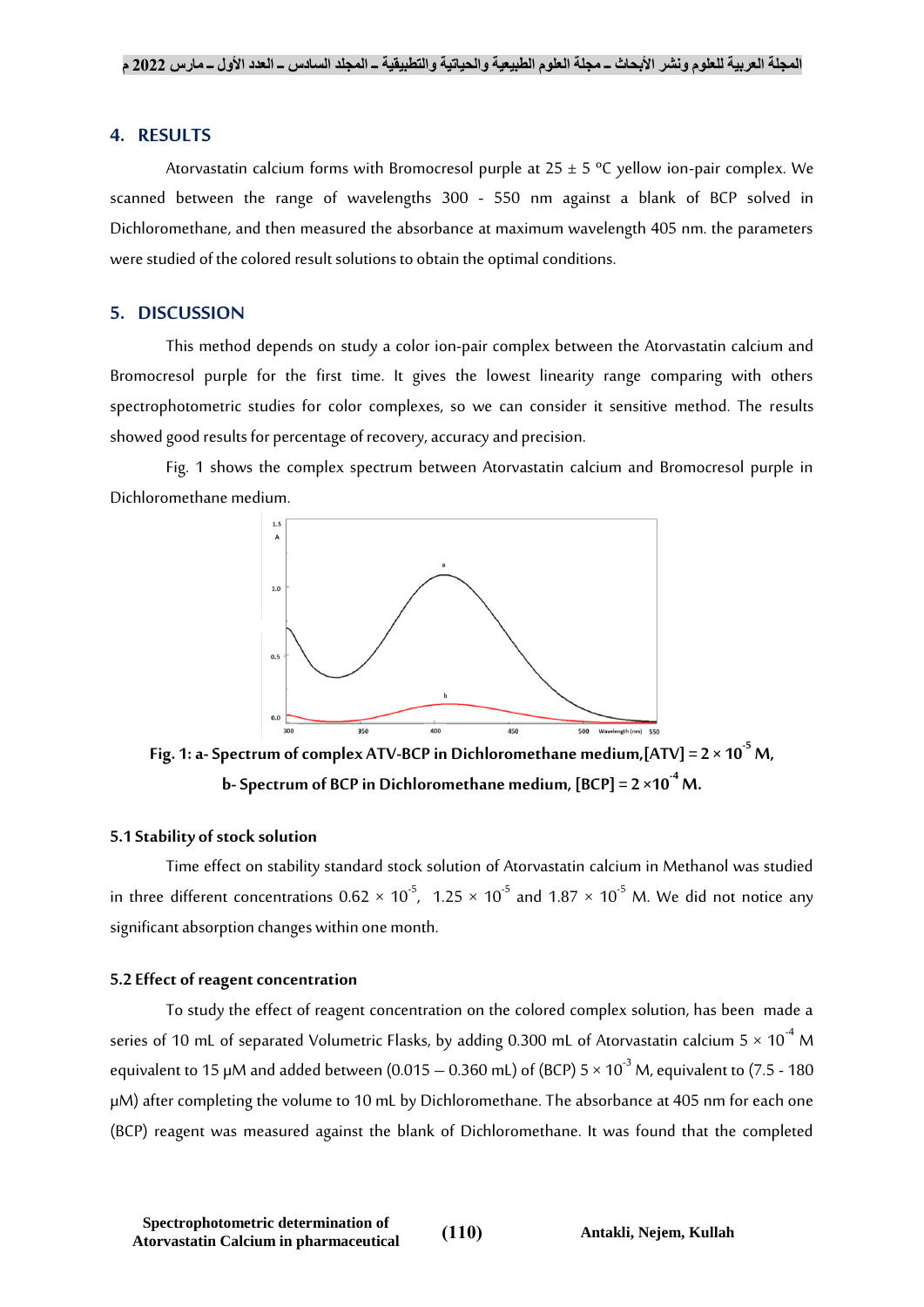## 4. RESULTS

Atorvastatin calcium forms with Bromocresol purple at 25 ± 5 ºC yellow ion-pair complex. We scanned between the range of wavelengths 300 - 550 nm against a blank of BCP solved in Dichloromethane, and then measured the absorbance at maximum wavelength 405 nm. the parameters were studied of the colored result solutions to obtain the optimal conditions.

## 5. DISCUSSION

This method depends on study a color ion-pair complex between the Atorvastatin calcium and Bromocresol purple for the first time. It gives the lowest linearity range comparing with others spectrophotometric studies for color complexes, so we can consider it sensitive method. The results showed good results for percentage of recovery, accuracy and precision.

Fig. 1 shows the complex spectrum between Atorvastatin calcium and Bromocresol purple in Dichloromethane medium.

**Fig. 1: a- Spectrum of complex ATV-BCP in Dichloromethane medium, [ATV] = 2 × $10^{-5}$ M, b- Spectrum of BCP in Dichloromethane medium, [BCP] = 2 × $10^{-4}$ M.**

### 5.1 Stability of stock solution

Time effect on stability standard stock solution of Atorvastatin calcium in Methanol was studied in three different concentrations 0.62 × $10^{-5}$, 1.25 × $10^{-5}$ and 1.87 × $10^{-5}$ M. We did not notice any significant absorption changes within one month.

### 5.2 Effect of reagent concentration

To study the effect of reagent concentration on the colored complex solution, has been made a series of 10 mL of separated Volumetric Flasks, by adding 0.300 mL of Atorvastatin calcium 5 × $10^{-4}$ M equivalent to 15 μM and added between (0.015 – 0.360 mL) of (BCP) 5 × $10^{-3}$ M, equivalent to (7.5 - 180 μM) after completing the volume to 10 mL by Dichloromethane. The absorbance at 405 nm for each one (BCP) reagent was measured against the blank of Dichloromethane. It was found that the completed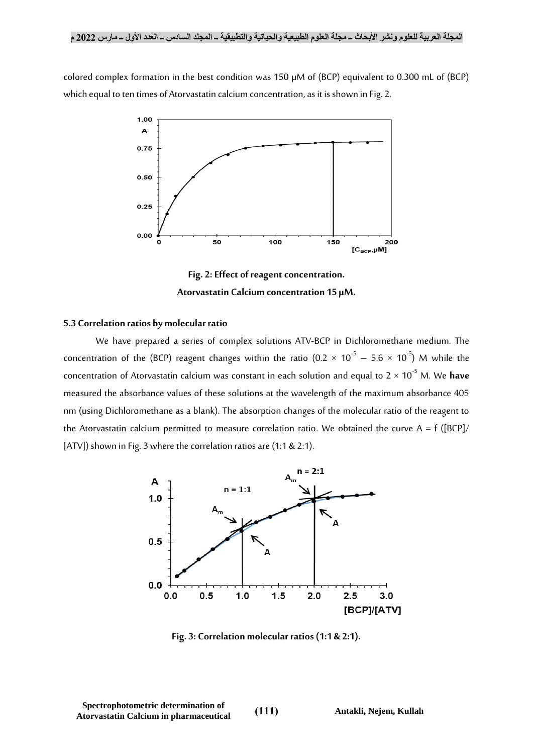colored complex formation in the best condition was 150 μM of (BCP) equivalent to 0.300 mL of (BCP) which equal to ten times of Atorvastatin calcium concentration, as it is shown in Fig. 2.

**Fig. 2: Effect of reagent concentration.**
**Atorvastatin Calcium concentration 15 μM.**

### 5.3 Correlation ratios by molecular ratio

We have prepared a series of complex solutions ATV-BCP in Dichloromethane medium. The concentration of the (BCP) reagent changes within the ratio ($0.2 \times 10^{-5} - 5.6 \times 10^{-5}$) M while the concentration of Atorvastatin calcium was constant in each solution and equal to $2 \times 10^{-5}$ M. We **have** measured the absorbance values of these solutions at the wavelength of the maximum absorbance 405 nm (using Dichloromethane as a blank). The absorption changes of the molecular ratio of the reagent to the Atorvastatin calcium permitted to measure correlation ratio. We obtained the curve A = f ([BCP]/[ATV]) shown in Fig. 3 where the correlation ratios are (1:1 & 2:1).

**Fig. 3: Correlation molecular ratios (1:1 & 2:1).**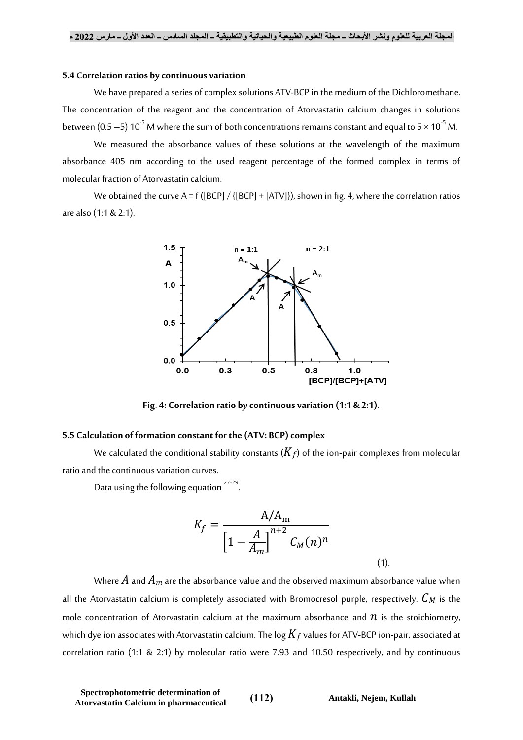### 5.4 Correlation ratios by continuous variation

We have prepared a series of complex solutions ATV-BCP in the medium of the Dichloromethane. The concentration of the reagent and the concentration of Atorvastatin calcium changes in solutions between (0.5 –5) $10^{-5}$ M where the sum of both concentrations remains constant and equal to $5 \times 10^{-5}$ M.

We measured the absorbance values of these solutions at the wavelength of the maximum absorbance 405 nm according to the used reagent percentage of the formed complex in terms of molecular fraction of Atorvastatin calcium.

We obtained the curve A = f ([BCP] / {[BCP] + [ATV]}), shown in fig. 4, where the correlation ratios are also (1:1 & 2:1).

**Fig. 4: Correlation ratio by continuous variation (1:1 & 2:1).**

### 5.5 Calculation of formation constant for the (ATV: BCP) complex

We calculated the conditional stability constants ($K_f$) of the ion-pair complexes from molecular ratio and the continuous variation curves.

Data using the following equation [27-29].

$$K_f = \frac{\mathrm{A/A_m}}{\left[1 - \frac{A}{A_m}\right]^{n+2} C_M (n)^n} \quad (1).$$

Where $A$ and $A_m$ are the absorbance value and the observed maximum absorbance value when all the Atorvastatin calcium is completely associated with Bromocresol purple, respectively. $C_M$ is the mole concentration of Atorvastatin calcium at the maximum absorbance and $n$ is the stoichiometry, which dye ion associates with Atorvastatin calcium. The log $K_f$ values for ATV-BCP ion-pair, associated at correlation ratio (1:1 & 2:1) by molecular ratio were 7.93 and 10.50 respectively, and by continuous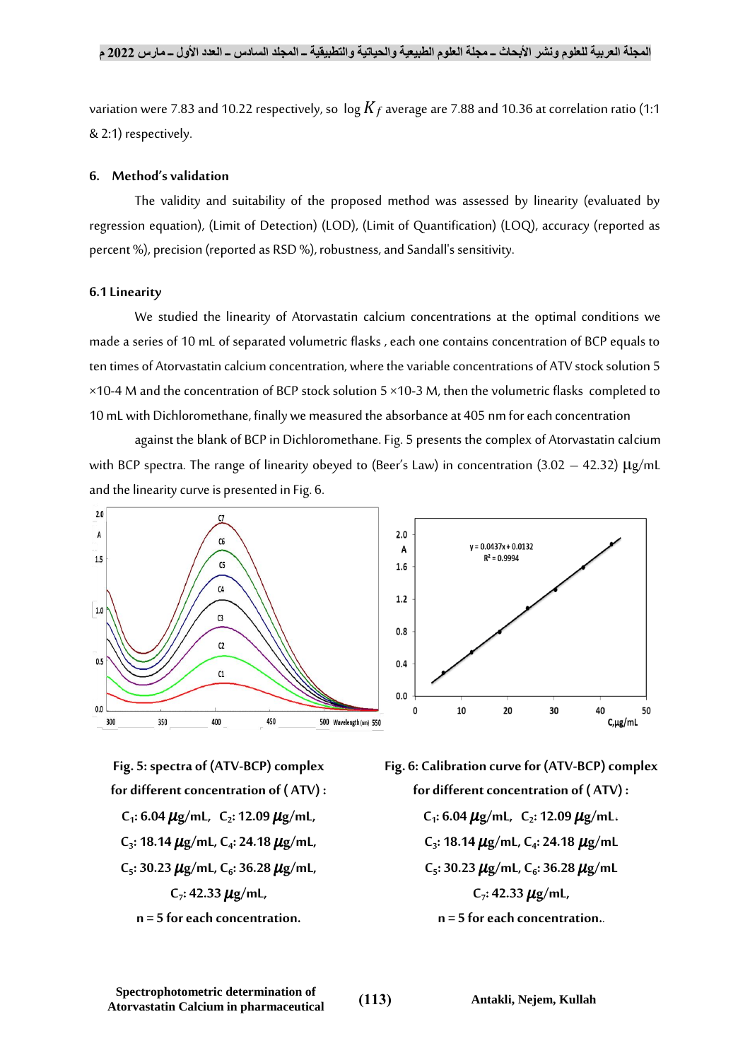variation were 7.83 and 10.22 respectively, so $\log K_f$ average are 7.88 and 10.36 at correlation ratio (1:1 & 2:1) respectively.

### 6. Method's validation

The validity and suitability of the proposed method was assessed by linearity (evaluated by regression equation), (Limit of Detection) (LOD), (Limit of Quantification) (LOQ), accuracy (reported as percent %), precision (reported as RSD %), robustness, and Sandall's sensitivity.

### 6.1 Linearity

We studied the linearity of Atorvastatin calcium concentrations at the optimal conditions we made a series of 10 mL of separated volumetric flasks , each one contains concentration of BCP equals to ten times of Atorvastatin calcium concentration, where the variable concentrations of ATV stock solution 5 ×10-4 M and the concentration of BCP stock solution 5 ×10-3 M, then the volumetric flasks completed to 10 mL with Dichloromethane, finally we measured the absorbance at 405 nm for each concentration against the blank of BCP in Dichloromethane. Fig. 5 presents the complex of Atorvastatin calcium with BCP spectra. The range of linearity obeyed to (Beer's Law) in concentration (3.02 – 42.32) μg/mL and the linearity curve is presented in Fig. 6.

**Fig. 5: spectra of (ATV-BCP) complex for different concentration of ( ATV) : $C_1$: 6.04 μg/mL, $C_2$: 12.09 μg/mL, $C_3$: 18.14 μg/mL, $C_4$: 24.18 μg/mL, $C_5$: 30.23 μg/mL, $C_6$: 36.28 μg/mL, $C_7$: 42.33 μg/mL, n = 5 for each concentration.**

**Fig. 6: Calibration curve for (ATV-BCP) complex for different concentration of ( ATV) : $C_1$: 6.04 μg/mL, $C_2$: 12.09 μg/mL. $C_3$: 18.14 μg/mL, $C_4$: 24.18 μg/mL $C_5$: 30.23 μg/mL, $C_6$: 36.28 μg/mL $C_7$: 42.33 μg/mL, n = 5 for each concentration.**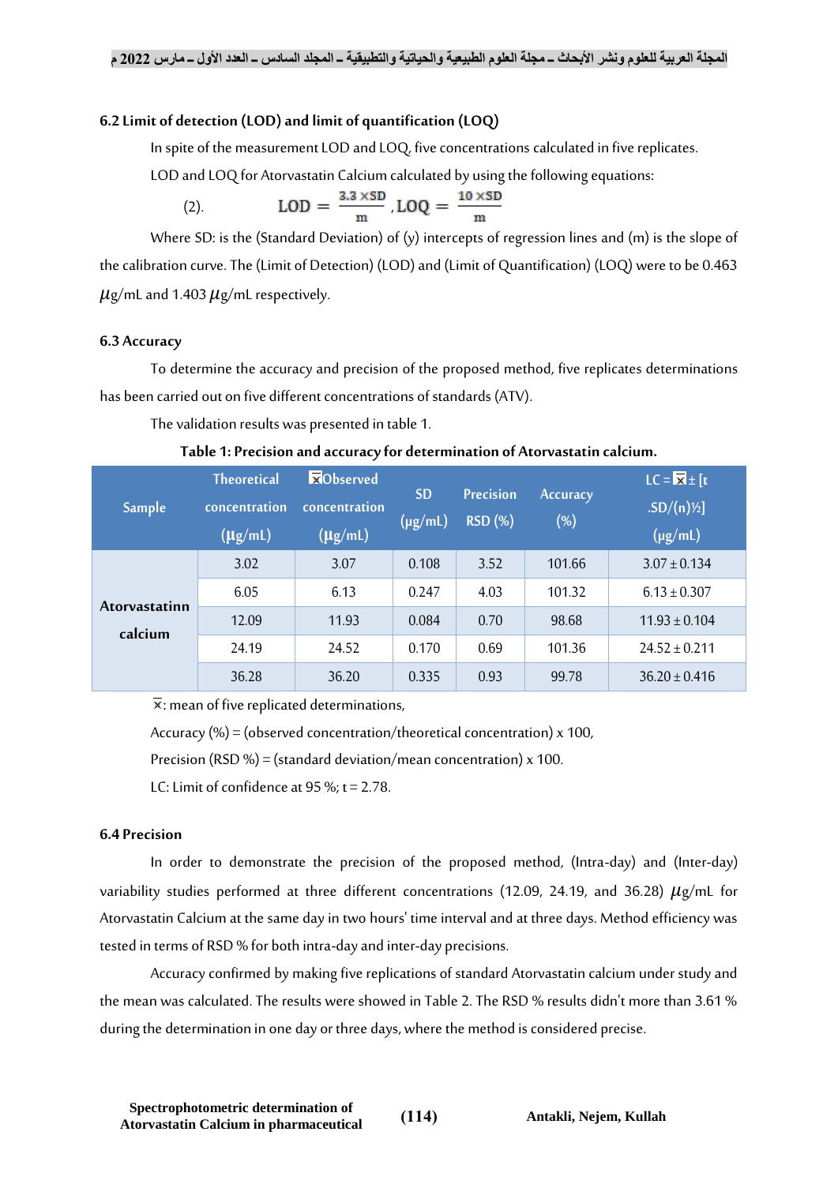### 6.2 Limit of detection (LOD) and limit of quantification (LOQ)

In spite of the measurement LOD and LOQ, five concentrations calculated in five replicates.

LOD and LOQ for Atorvastatin Calcium calculated by using the following equations:

(2). $$LOD = \frac{3.3 \times SD}{m}, LOQ = \frac{10 \times SD}{m}$$

Where SD: is the (Standard Deviation) of (y) intercepts of regression lines and (m) is the slope of the calibration curve. The (Limit of Detection) (LOD) and (Limit of Quantification) (LOQ) were to be 0.463 $\mu$g/mL and 1.403 $\mu$g/mL respectively.

### 6.3 Accuracy

To determine the accuracy and precision of the proposed method, five replicates determinations has been carried out on five different concentrations of standards (ATV).

The validation results was presented in table 1.

**Table 1: Precision and accuracy for determination of Atorvastatin calcium.**

| Sample | Theoretical concentration (μg/mL) | $\bar{x}$ Observed concentration (μg/mL) | SD (μg/mL) | Precision RSD (%) | Accuracy (%) | LC = $\bar{x}$ ± [t .SD/(n)½] (μg/mL) |
|---|---|---|---|---|---|---|
| Atorvastatinn calcium | 3.02 | 3.07 | 0.108 | 3.52 | 101.66 | 3.07 ± 0.134 |
| | 6.05 | 6.13 | 0.247 | 4.03 | 101.32 | 6.13 ± 0.307 |
| | 12.09 | 11.93 | 0.084 | 0.70 | 98.68 | 11.93 ± 0.104 |
| | 24.19 | 24.52 | 0.170 | 0.69 | 101.36 | 24.52 ± 0.211 |
| | 36.28 | 36.20 | 0.335 | 0.93 | 99.78 | 36.20 ± 0.416 |

$\bar{x}$: mean of five replicated determinations,

Accuracy (%) = (observed concentration/theoretical concentration) x 100,

Precision (RSD %) = (standard deviation/mean concentration) x 100.

LC: Limit of confidence at 95 %; t = 2.78.

### 6.4 Precision

In order to demonstrate the precision of the proposed method, (Intra-day) and (Inter-day) variability studies performed at three different concentrations (12.09, 24.19, and 36.28) $\mu$g/mL for Atorvastatin Calcium at the same day in two hours' time interval and at three days. Method efficiency was tested in terms of RSD % for both intra-day and inter-day precisions.

Accuracy confirmed by making five replications of standard Atorvastatin calcium under study and the mean was calculated. The results were showed in Table 2. The RSD % results didn't more than 3.61 % during the determination in one day or three days, where the method is considered precise.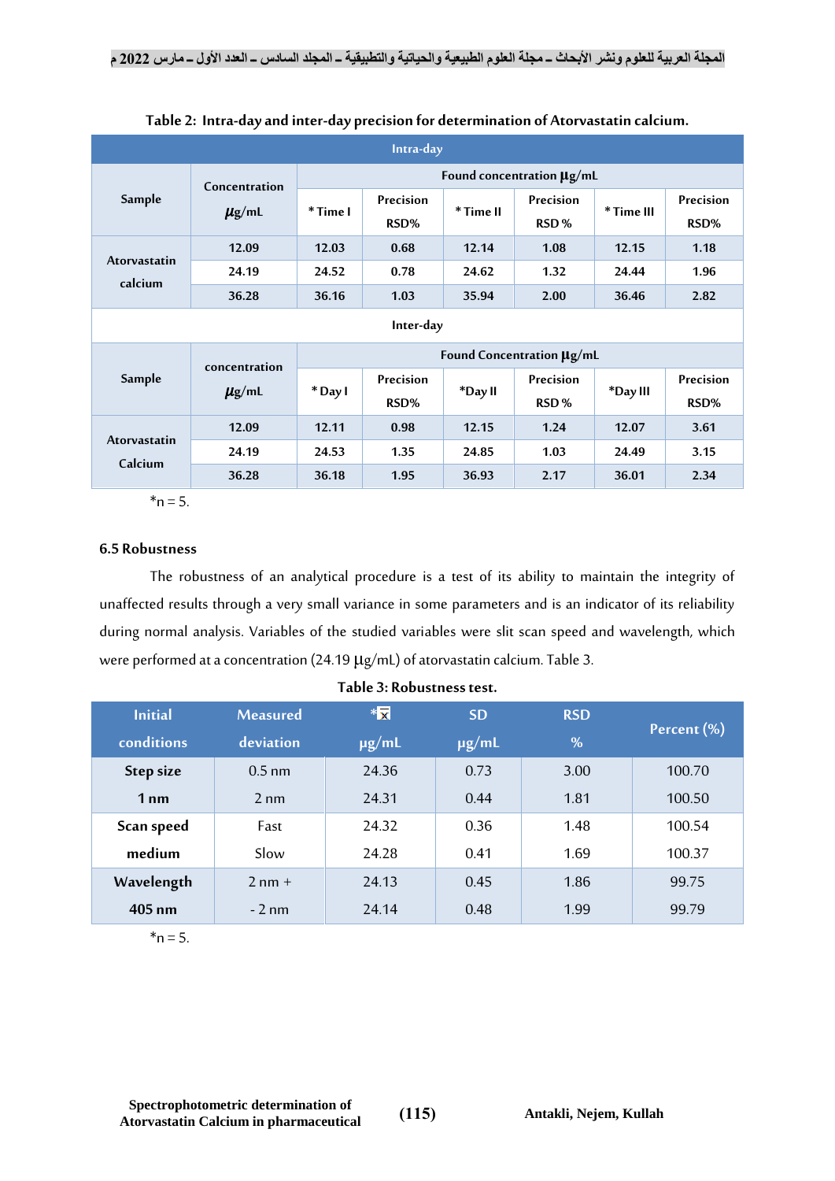**Table 2: Intra-day and inter-day precision for determination of Atorvastatin calcium.**

| Intra-day | | | | | | | |
|---|---|---|---|---|---|---|---|
| Sample | Concentration µg/mL | Found concentration µg/mL | | | | | |
| | | * Time I | Precision RSD% | * Time II | Precision RSD % | * Time III | Precision RSD% |
| Atorvastatin calcium | 12.09 | 12.03 | 0.68 | 12.14 | 1.08 | 12.15 | 1.18 |
| | 24.19 | 24.52 | 0.78 | 24.62 | 1.32 | 24.44 | 1.96 |
| | 36.28 | 36.16 | 1.03 | 35.94 | 2.00 | 36.46 | 2.82 |
| Inter-day | | | | | | | |
| Sample | concentration µg/mL | Found Concentration µg/mL | | | | | |
| | | * Day I | Precision RSD% | *Day II | Precision RSD % | *Day III | Precision RSD% |
| Atorvastatin Calcium | 12.09 | 12.11 | 0.98 | 12.15 | 1.24 | 12.07 | 3.61 |
| | 24.19 | 24.53 | 1.35 | 24.85 | 1.03 | 24.49 | 3.15 |
| | 36.28 | 36.18 | 1.95 | 36.93 | 2.17 | 36.01 | 2.34 |

*n = 5.

### 6.5 Robustness

The robustness of an analytical procedure is a test of its ability to maintain the integrity of unaffected results through a very small variance in some parameters and is an indicator of its reliability during normal analysis. Variables of the studied variables were slit scan speed and wavelength, which were performed at a concentration (24.19 µg/mL) of atorvastatin calcium. Table 3.

**Table 3: Robustness test.**

| Initial conditions | Measured deviation | *x̄ µg/mL | SD µg/mL | RSD % | Percent (%) |
|---|---|---|---|---|---|
| **Step size** | 0.5 nm | 24.36 | 0.73 | 3.00 | 100.70 |
| **1 nm** | 2 nm | 24.31 | 0.44 | 1.81 | 100.50 |
| **Scan speed** | Fast | 24.32 | 0.36 | 1.48 | 100.54 |
| **medium** | Slow | 24.28 | 0.41 | 1.69 | 100.37 |
| **Wavelength** | 2 nm + | 24.13 | 0.45 | 1.86 | 99.75 |
| **405 nm** | - 2 nm | 24.14 | 0.48 | 1.99 | 99.79 |

*n = 5.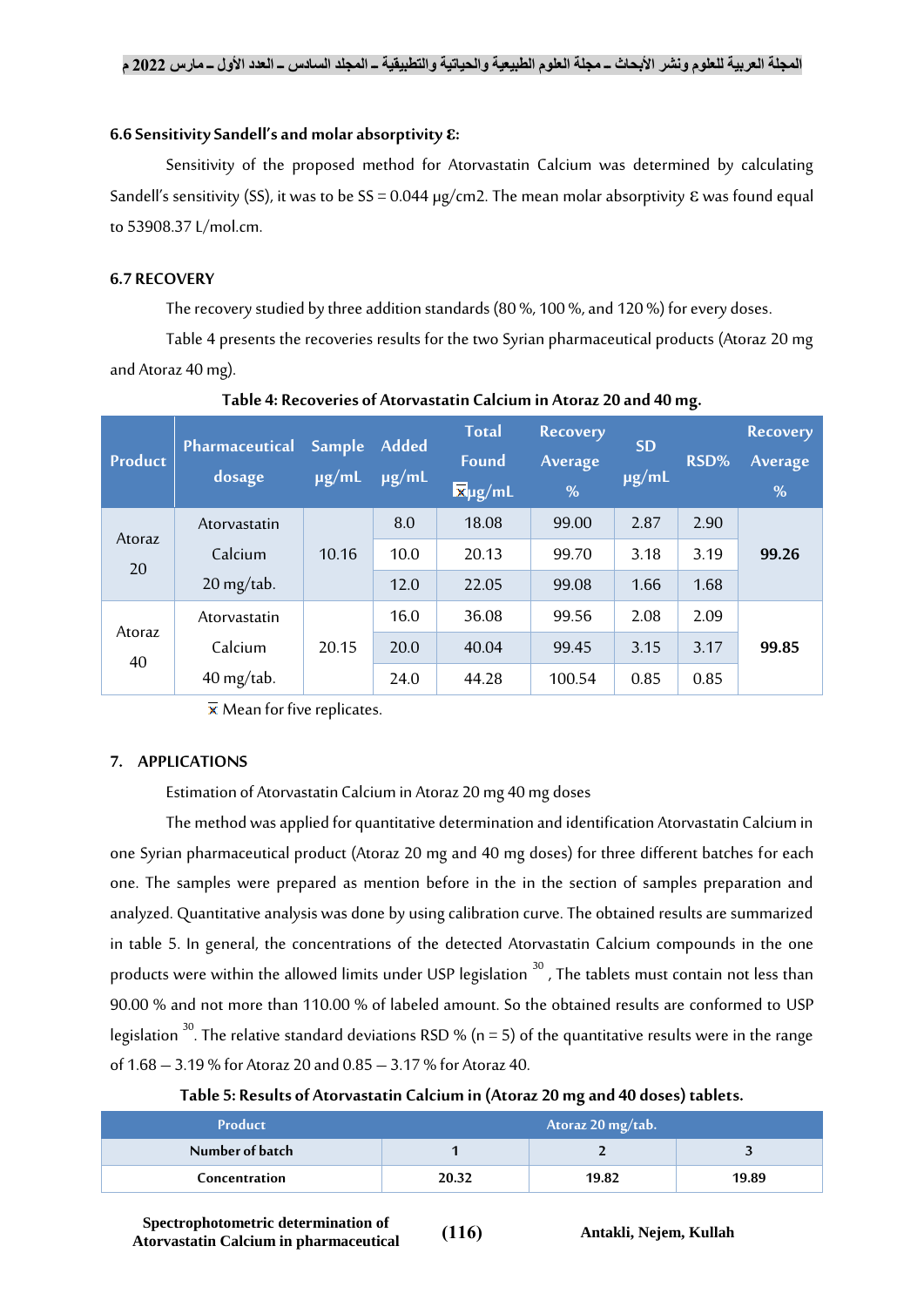### 6.6 Sensitivity Sandell's and molar absorptivity Ɛ:

Sensitivity of the proposed method for Atorvastatin Calcium was determined by calculating Sandell's sensitivity (SS), it was to be SS = 0.044 µg/cm2. The mean molar absorptivity Ɛ was found equal to 53908.37 L/mol.cm.

### 6.7 RECOVERY

The recovery studied by three addition standards (80 %, 100 %, and 120 %) for every doses.

Table 4 presents the recoveries results for the two Syrian pharmaceutical products (Atoraz 20 mg and Atoraz 40 mg).

**Table 4: Recoveries of Atorvastatin Calcium in Atoraz 20 and 40 mg.**

| Product | Pharmaceutical dosage | Sample µg/mL | Added µg/mL | Total Found $\bar{x}$ µg/mL | Recovery Average % | SD µg/mL | RSD% | Recovery Average % |
|---|---|---|---|---|---|---|---|---|
| Atoraz 20 | Atorvastatin Calcium 20 mg/tab. | 10.16 | 8.0 | 18.08 | 99.00 | 2.87 | 2.90 | **99.26** |
| | | | 10.0 | 20.13 | 99.70 | 3.18 | 3.19 | |
| | | | 12.0 | 22.05 | 99.08 | 1.66 | 1.68 | |
| Atoraz 40 | Atorvastatin Calcium 40 mg/tab. | 20.15 | 16.0 | 36.08 | 99.56 | 2.08 | 2.09 | **99.85** |
| | | | 20.0 | 40.04 | 99.45 | 3.15 | 3.17 | |
| | | | 24.0 | 44.28 | 100.54 | 0.85 | 0.85 | |

$\bar{x}$ Mean for five replicates.

## 7. APPLICATIONS

Estimation of Atorvastatin Calcium in Atoraz 20 mg 40 mg doses

The method was applied for quantitative determination and identification Atorvastatin Calcium in one Syrian pharmaceutical product (Atoraz 20 mg and 40 mg doses) for three different batches for each one. The samples were prepared as mention before in the in the section of samples preparation and analyzed. Quantitative analysis was done by using calibration curve. The obtained results are summarized in table 5. In general, the concentrations of the detected Atorvastatin Calcium compounds in the one products were within the allowed limits under USP legislation [30], The tablets must contain not less than 90.00 % and not more than 110.00 % of labeled amount. So the obtained results are conformed to USP legislation [30]. The relative standard deviations RSD % (n = 5) of the quantitative results were in the range of 1.68 – 3.19 % for Atoraz 20 and 0.85 – 3.17 % for Atoraz 40.

**Table 5: Results of Atorvastatin Calcium in (Atoraz 20 mg and 40 doses) tablets.**

| Product | Atoraz 20 mg/tab. | | |
|---|---|---|---|
| **Number of batch** | **1** | **2** | **3** |
| **Concentration** | **20.32** | **19.82** | **19.89** |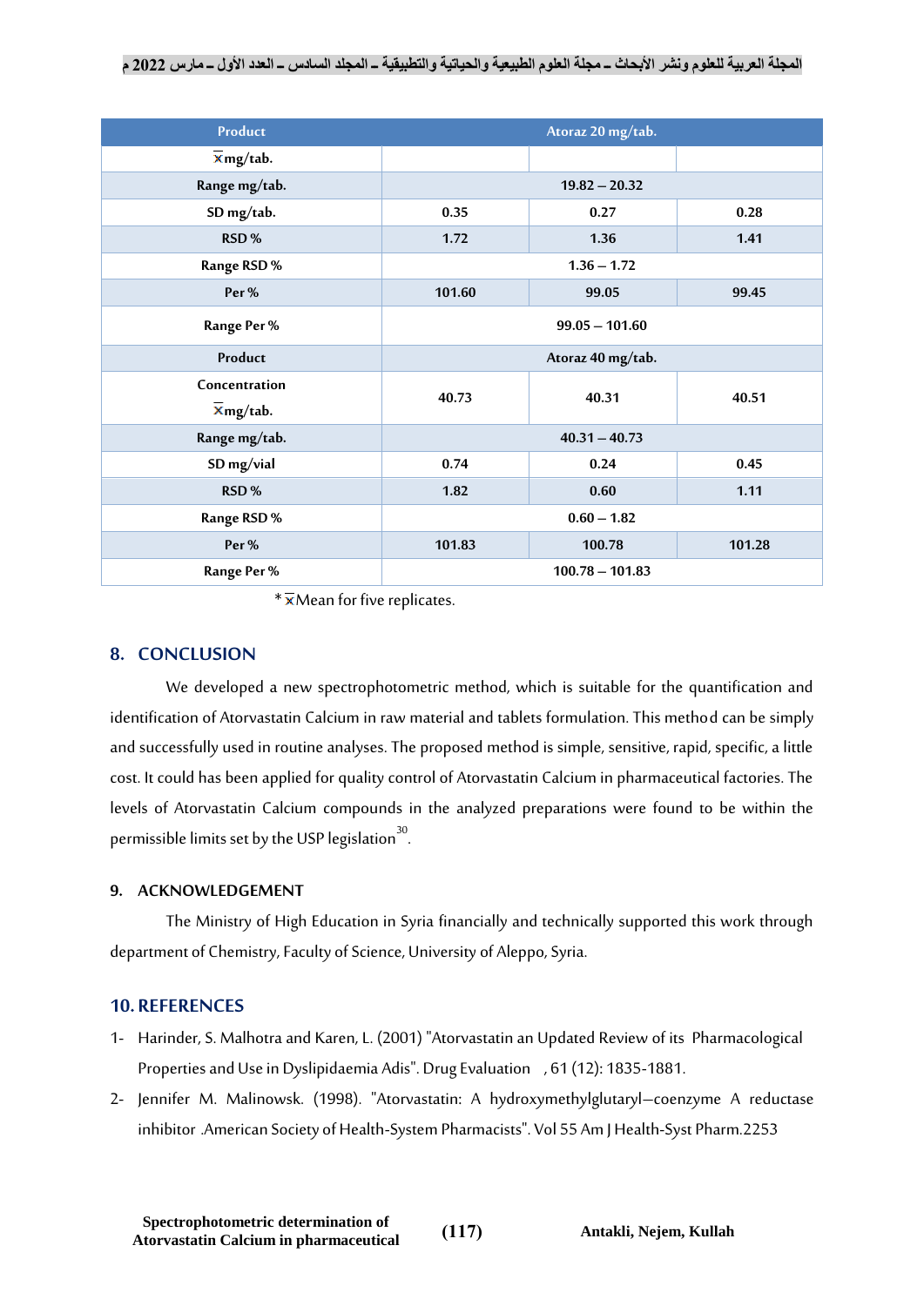| Product | Atoraz 20 mg/tab. | | |
|---|---|---|---|
| $\bar{x}$ mg/tab. | | | |
| Range mg/tab. | 19.82 – 20.32 | | |
| SD mg/tab. | 0.35 | 0.27 | 0.28 |
| RSD % | 1.72 | 1.36 | 1.41 |
| Range RSD % | 1.36 – 1.72 | | |
| Per % | 101.60 | 99.05 | 99.45 |
| Range Per % | 99.05 – 101.60 | | |
| Product | Atoraz 40 mg/tab. | | |
| Concentration $\bar{x}$ mg/tab. | 40.73 | 40.31 | 40.51 |
| Range mg/tab. | 40.31 – 40.73 | | |
| SD mg/vial | 0.74 | 0.24 | 0.45 |
| RSD % | 1.82 | 0.60 | 1.11 |
| Range RSD % | 0.60 – 1.82 | | |
| Per % | 101.83 | 100.78 | 101.28 |
| Range Per % | 100.78 – 101.83 | | |

* $\bar{x}$ Mean for five replicates.

## 8. CONCLUSION

We developed a new spectrophotometric method, which is suitable for the quantification and identification of Atorvastatin Calcium in raw material and tablets formulation. This method can be simply and successfully used in routine analyses. The proposed method is simple, sensitive, rapid, specific, a little cost. It could has been applied for quality control of Atorvastatin Calcium in pharmaceutical factories. The levels of Atorvastatin Calcium compounds in the analyzed preparations were found to be within the permissible limits set by the USP legislation[30].

## 9. ACKNOWLEDGEMENT

The Ministry of High Education in Syria financially and technically supported this work through department of Chemistry, Faculty of Science, University of Aleppo, Syria.

## 10. REFERENCES

1- Harinder, S. Malhotra and Karen, L. (2001) "Atorvastatin an Updated Review of its Pharmacological Properties and Use in Dyslipidaemia Adis". Drug Evaluation , 61 (12): 1835-1881.

2- Jennifer M. Malinowsk. (1998). "Atorvastatin: A hydroxymethylglutaryl–coenzyme A reductase inhibitor .American Society of Health-System Pharmacists". Vol 55 Am J Health-Syst Pharm.2253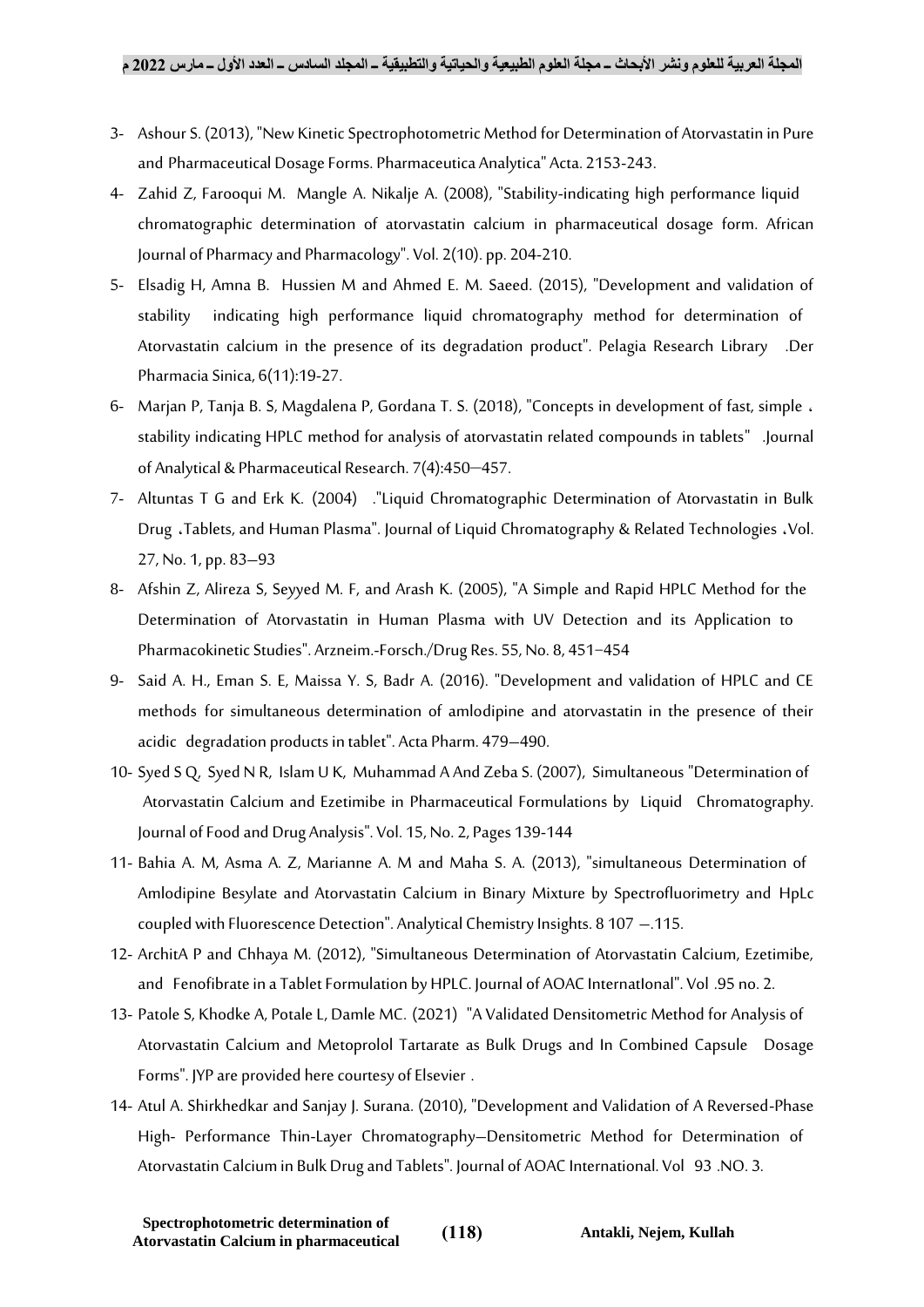3- Ashour S. (2013), "New Kinetic Spectrophotometric Method for Determination of Atorvastatin in Pure and Pharmaceutical Dosage Forms. Pharmaceutica Analytica" Acta. 2153-243.

4- Zahid Z, Farooqui M. Mangle A. Nikalje A. (2008), "Stability-indicating high performance liquid chromatographic determination of atorvastatin calcium in pharmaceutical dosage form. African Journal of Pharmacy and Pharmacology". Vol. 2(10). pp. 204-210.

5- Elsadig H, Amna B. Hussien M and Ahmed E. M. Saeed. (2015), "Development and validation of stability indicating high performance liquid chromatography method for determination of Atorvastatin calcium in the presence of its degradation product". Pelagia Research Library .Der Pharmacia Sinica, 6(11):19-27.

6- Marjan P, Tanja B. S, Magdalena P, Gordana T. S. (2018), "Concepts in development of fast, simple ، stability indicating HPLC method for analysis of atorvastatin related compounds in tablets" .Journal of Analytical & Pharmaceutical Research. 7(4):450–457.

7- Altuntas T G and Erk K. (2004) ."Liquid Chromatographic Determination of Atorvastatin in Bulk Drug ،Tablets, and Human Plasma". Journal of Liquid Chromatography & Related Technologies ،Vol. 27, No. 1, pp. 83–93

8- Afshin Z, Alireza S, Seyyed M. F, and Arash K. (2005), "A Simple and Rapid HPLC Method for the Determination of Atorvastatin in Human Plasma with UV Detection and its Application to Pharmacokinetic Studies". Arzneim.-Forsch./Drug Res. 55, No. 8, 451–454

9- Said A. H., Eman S. E, Maissa Y. S, Badr A. (2016). "Development and validation of HPLC and CE methods for simultaneous determination of amlodipine and atorvastatin in the presence of their acidic degradation products in tablet". Acta Pharm. 479–490.

10- Syed S Q, Syed N R, Islam U K, Muhammad A And Zeba S. (2007), Simultaneous "Determination of Atorvastatin Calcium and Ezetimibe in Pharmaceutical Formulations by Liquid Chromatography. Journal of Food and Drug Analysis". Vol. 15, No. 2, Pages 139-144

11- Bahia A. M, Asma A. Z, Marianne A. M and Maha S. A. (2013), "simultaneous Determination of Amlodipine Besylate and Atorvastatin Calcium in Binary Mixture by Spectrofluorimetry and HpLc coupled with Fluorescence Detection". Analytical Chemistry Insights. 8 107 –.115.

12- ArchitA P and Chhaya M. (2012), "Simultaneous Determination of Atorvastatin Calcium, Ezetimibe, and Fenofibrate in a Tablet Formulation by HPLC. Journal of AOAC InternatIonal". Vol .95 no. 2.

13- Patole S, Khodke A, Potale L, Damle MC. (2021) "A Validated Densitometric Method for Analysis of Atorvastatin Calcium and Metoprolol Tartarate as Bulk Drugs and In Combined Capsule Dosage Forms". JYP are provided here courtesy of Elsevier .

14- Atul A. Shirkhedkar and Sanjay J. Surana. (2010), "Development and Validation of A Reversed-Phase High- Performance Thin-Layer Chromatography–Densitometric Method for Determination of Atorvastatin Calcium in Bulk Drug and Tablets". Journal of AOAC International. Vol 93 .NO. 3.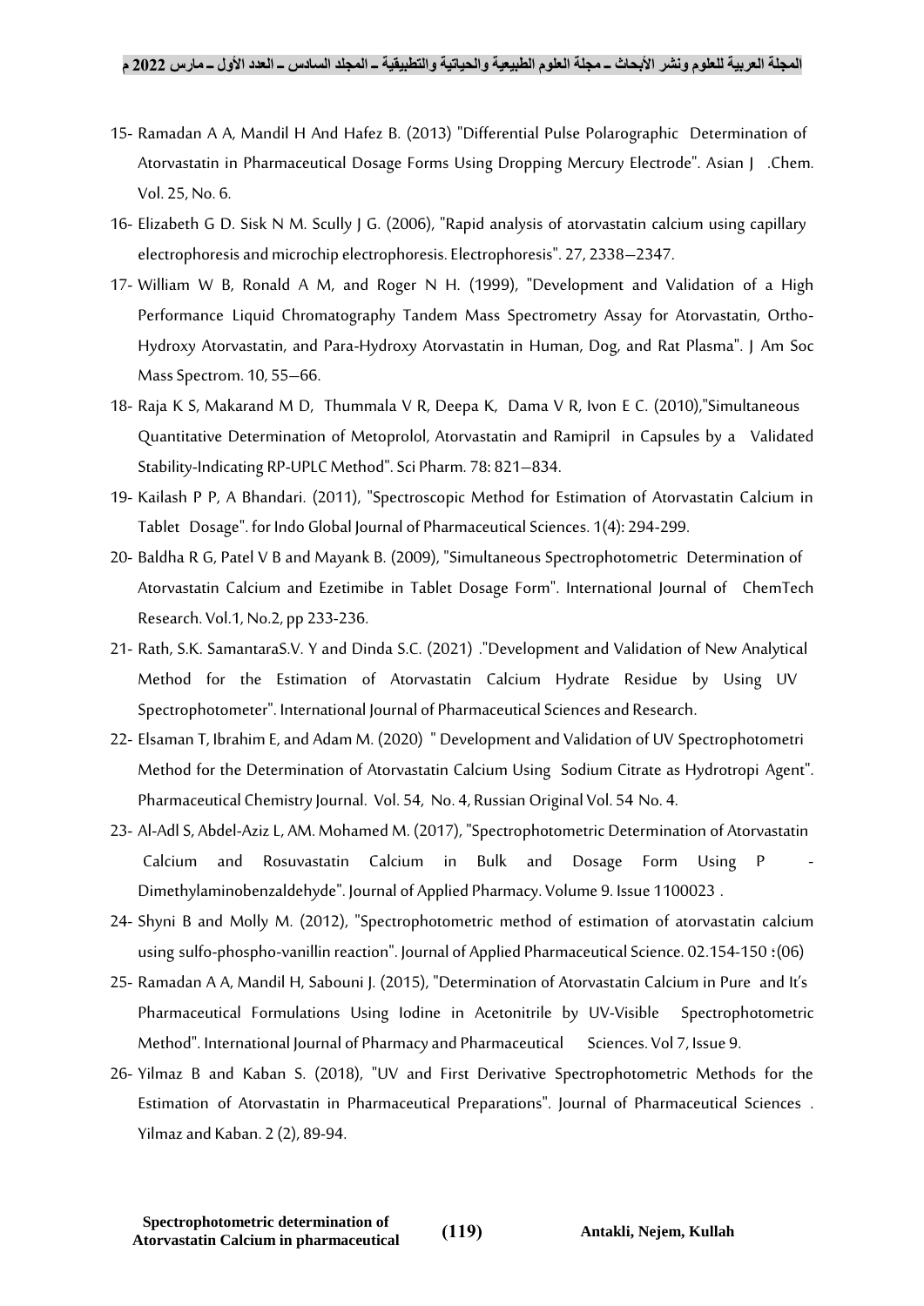15- Ramadan A A, Mandil H And Hafez B. (2013) "Differential Pulse Polarographic Determination of Atorvastatin in Pharmaceutical Dosage Forms Using Dropping Mercury Electrode". Asian J .Chem. Vol. 25, No. 6.

16- Elizabeth G D. Sisk N M. Scully J G. (2006), "Rapid analysis of atorvastatin calcium using capillary electrophoresis and microchip electrophoresis. Electrophoresis". 27, 2338–2347.

17- William W B, Ronald A M, and Roger N H. (1999), "Development and Validation of a High Performance Liquid Chromatography Tandem Mass Spectrometry Assay for Atorvastatin, Ortho-Hydroxy Atorvastatin, and Para-Hydroxy Atorvastatin in Human, Dog, and Rat Plasma". J Am Soc Mass Spectrom. 10, 55–66.

18- Raja K S, Makarand M D, Thummala V R, Deepa K, Dama V R, Ivon E C. (2010),"Simultaneous Quantitative Determination of Metoprolol, Atorvastatin and Ramipril in Capsules by a Validated Stability-Indicating RP-UPLC Method". Sci Pharm. 78: 821–834.

19- Kailash P P, A Bhandari. (2011), "Spectroscopic Method for Estimation of Atorvastatin Calcium in Tablet Dosage". for Indo Global Journal of Pharmaceutical Sciences. 1(4): 294-299.

20- Baldha R G, Patel V B and Mayank B. (2009), "Simultaneous Spectrophotometric Determination of Atorvastatin Calcium and Ezetimibe in Tablet Dosage Form". International Journal of ChemTech Research. Vol.1, No.2, pp 233-236.

21- Rath, S.K. SamantaraS.V. Y and Dinda S.C. (2021) ."Development and Validation of New Analytical Method for the Estimation of Atorvastatin Calcium Hydrate Residue by Using UV Spectrophotometer". International Journal of Pharmaceutical Sciences and Research.

22- Elsaman T, Ibrahim E, and Adam M. (2020) " Development and Validation of UV Spectrophotometri Method for the Determination of Atorvastatin Calcium Using Sodium Citrate as Hydrotropi Agent". Pharmaceutical Chemistry Journal. Vol. 54, No. 4, Russian Original Vol. 54 No. 4.

23- Al-Adl S, Abdel-Aziz L, AM. Mohamed M. (2017), "Spectrophotometric Determination of Atorvastatin Calcium and Rosuvastatin Calcium in Bulk and Dosage Form Using P -Dimethylaminobenzaldehyde". Journal of Applied Pharmacy. Volume 9. Issue 1100023 .

24- Shyni B and Molly M. (2012), "Spectrophotometric method of estimation of atorvastatin calcium using sulfo-phospho-vanillin reaction". Journal of Applied Pharmaceutical Science. 02.154-150 :(06)

25- Ramadan A A, Mandil H, Sabouni J. (2015), "Determination of Atorvastatin Calcium in Pure and It's Pharmaceutical Formulations Using Iodine in Acetonitrile by UV-Visible Spectrophotometric Method". International Journal of Pharmacy and Pharmaceutical Sciences. Vol 7, Issue 9.

26- Yilmaz B and Kaban S. (2018), "UV and First Derivative Spectrophotometric Methods for the Estimation of Atorvastatin in Pharmaceutical Preparations". Journal of Pharmaceutical Sciences . Yilmaz and Kaban. 2 (2), 89-94.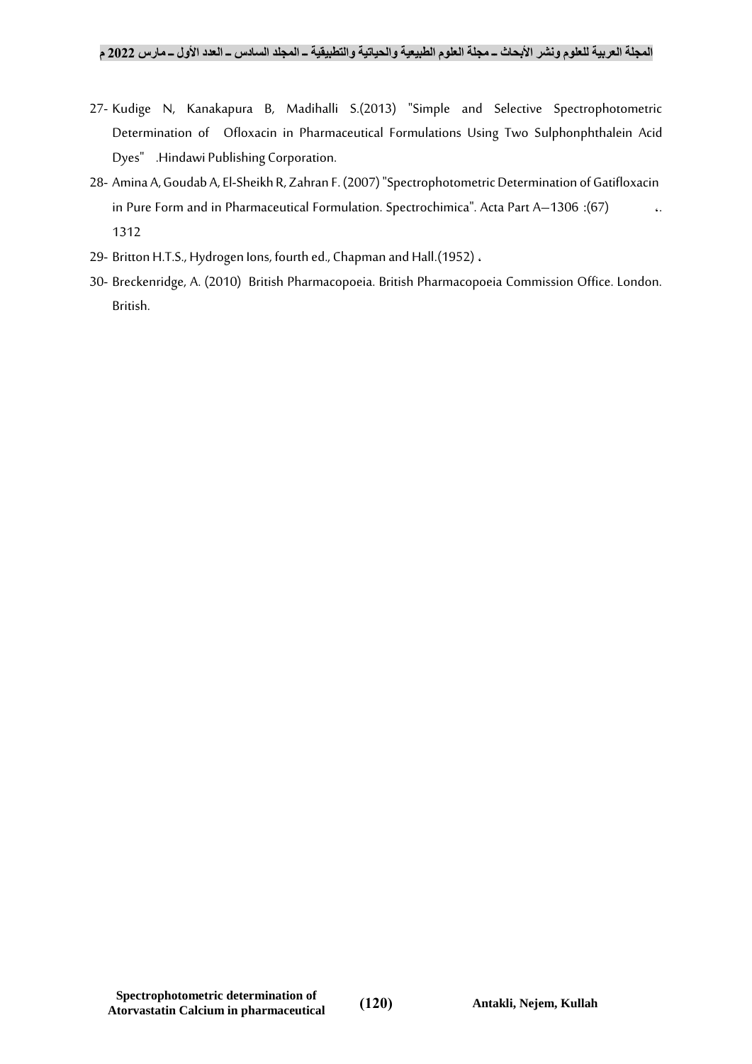27- Kudige N, Kanakapura B, Madihalli S.(2013) "Simple and Selective Spectrophotometric Determination of Ofloxacin in Pharmaceutical Formulations Using Two Sulphonphthalein Acid Dyes" .Hindawi Publishing Corporation.

28- Amina A, Goudab A, El-Sheikh R, Zahran F. (2007) "Spectrophotometric Determination of Gatifloxacin in Pure Form and in Pharmaceutical Formulation. Spectrochimica". Acta Part A–1306 :(67) ،. 1312

29- Britton H.T.S., Hydrogen Ions, fourth ed., Chapman and Hall.(1952) ،

30- Breckenridge, A. (2010) British Pharmacopoeia. British Pharmacopoeia Commission Office. London. British.